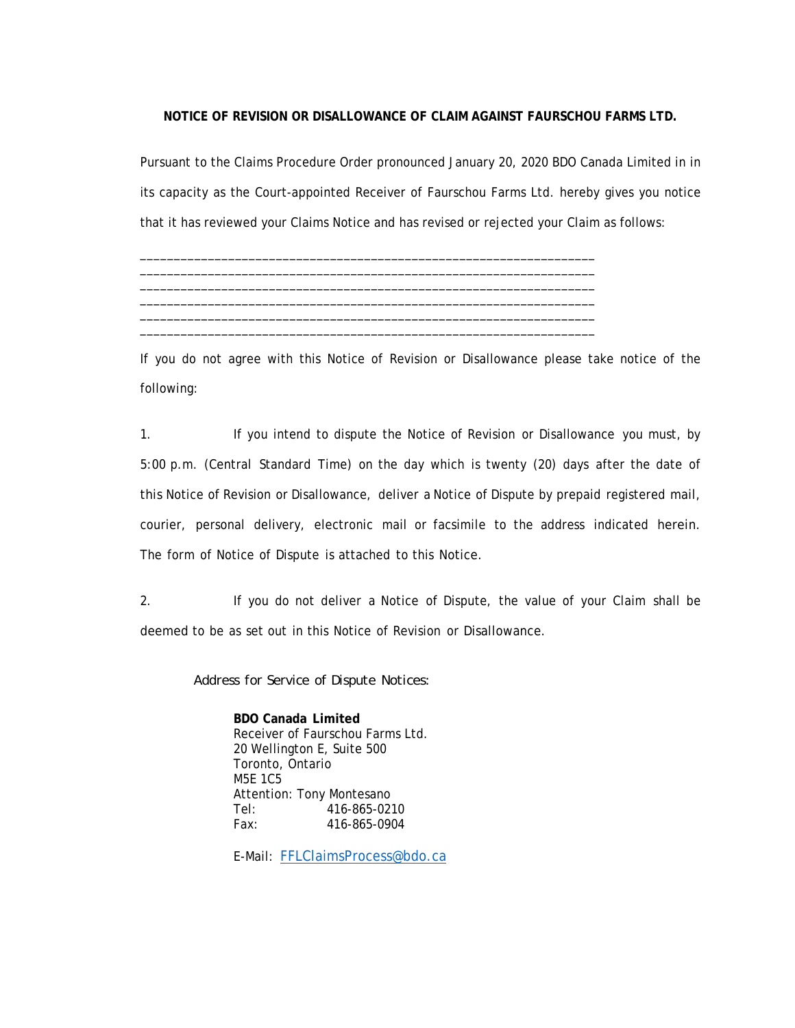**NOTICE OF REVISION OR DISALLOWANCE OF CLAIM AGAINST FAURSCHOU FARMS LTD.**

Pursuant to the Claims Procedure Order pronounced January 20, 2020 BDO Canada Limited in in its capacity as the Court-appointed Receiver of Faurschou Farms Ltd. hereby gives you notice that it has reviewed your Claims Notice and has revised or rejected your Claim as follows:

___________________________________________________________________
___________________________________________________________________
___________________________________________________________________
___________________________________________________________________
___________________________________________________________________
___________________________________________________________________

If you do not agree with this Notice of Revision or Disallowance please take notice of the following:

1. If you intend to dispute the Notice of Revision or Disallowance you must, by 5:00 p.m. (Central Standard Time) on the day which is twenty (20) days after the date of this Notice of Revision or Disallowance, deliver a Notice of Dispute by prepaid registered mail, courier, personal delivery, electronic mail or facsimile to the address indicated herein. The form of Notice of Dispute is attached to this Notice.

2. If you do not deliver a Notice of Dispute, the value of your Claim shall be deemed to be as set out in this Notice of Revision or Disallowance.

Address for Service of Dispute Notices:

**BDO Canada Limited**
Receiver of Faurschou Farms Ltd.
20 Wellington E, Suite 500
Toronto, Ontario
M5E 1C5
Attention: Tony Montesano
Tel: 416-865-0210
Fax: 416-865-0904

E-Mail: FFLClaimsProcess@bdo.ca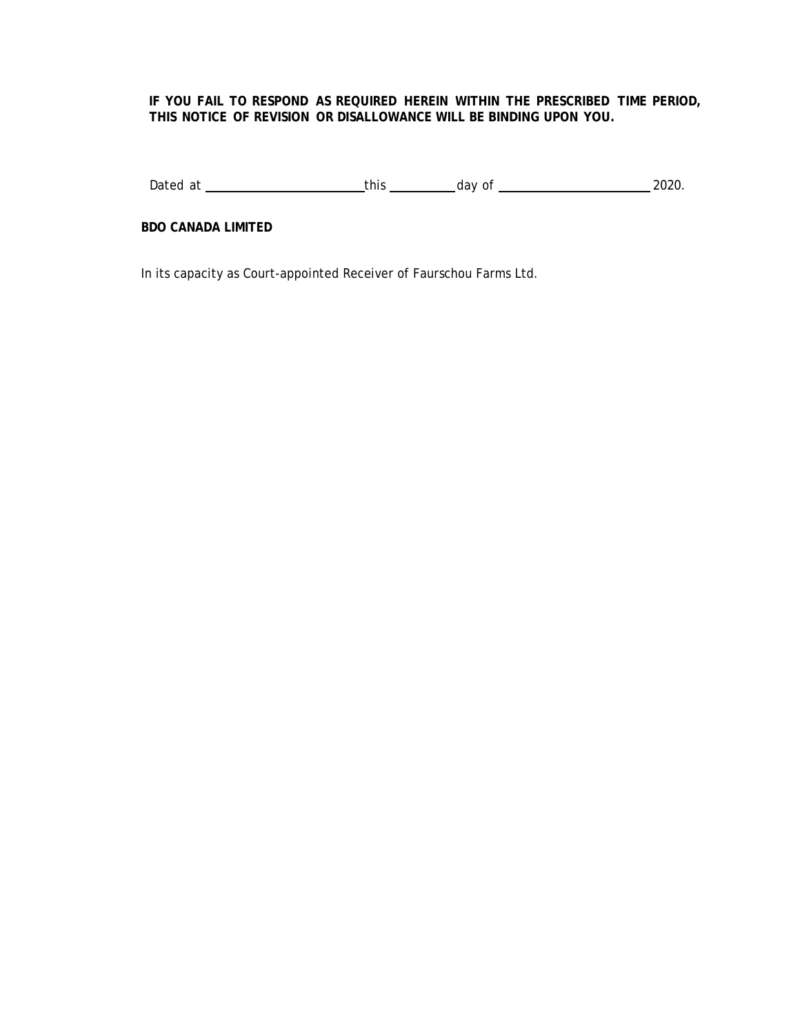**IF YOU FAIL TO RESPOND AS REQUIRED HEREIN WITHIN THE PRESCRIBED TIME PERIOD, THIS NOTICE OF REVISION OR DISALLOWANCE WILL BE BINDING UPON YOU.**

Dated at ________________________ this __________ day of ________________________ 2020.

**BDO CANADA LIMITED**

In its capacity as Court-appointed Receiver of Faurschou Farms Ltd.